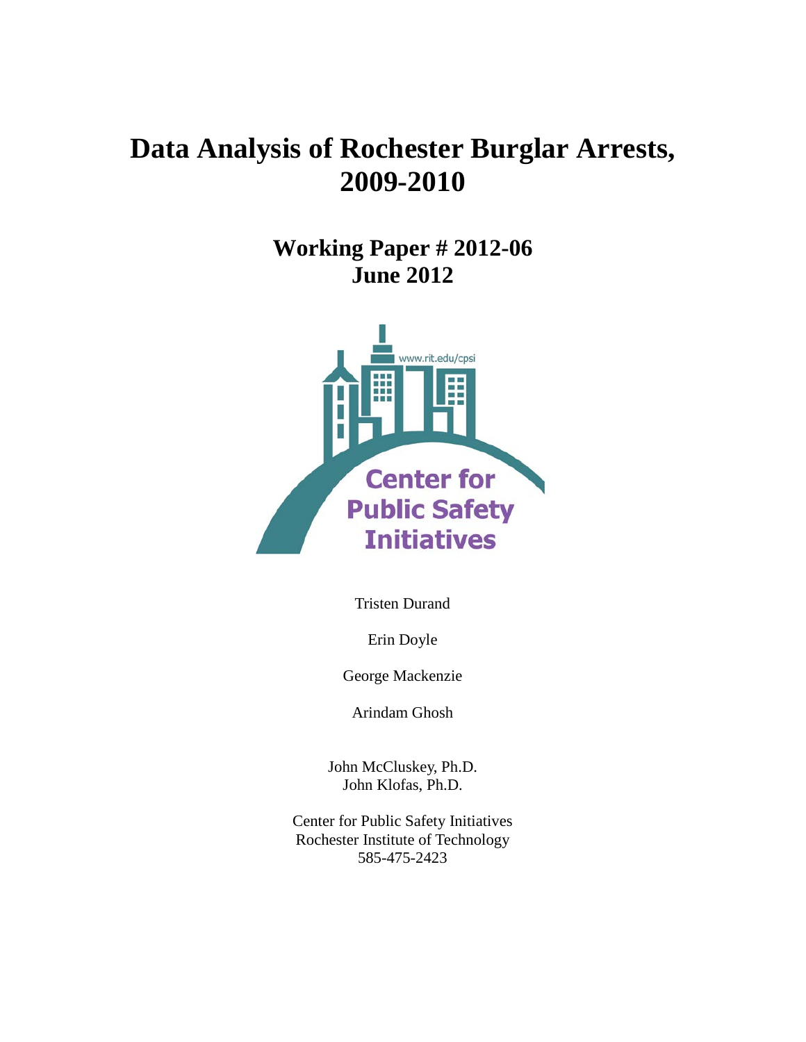# Data Analysis of Rochester Burglar Arrests, 2009-2010

## Working Paper # 2012-06
## June 2012

www.rit.edu/cpsi

Center for Public Safety Initiatives

Tristen Durand

Erin Doyle

George Mackenzie

Arindam Ghosh

John McCluskey, Ph.D.
John Klofas, Ph.D.

Center for Public Safety Initiatives
Rochester Institute of Technology
585-475-2423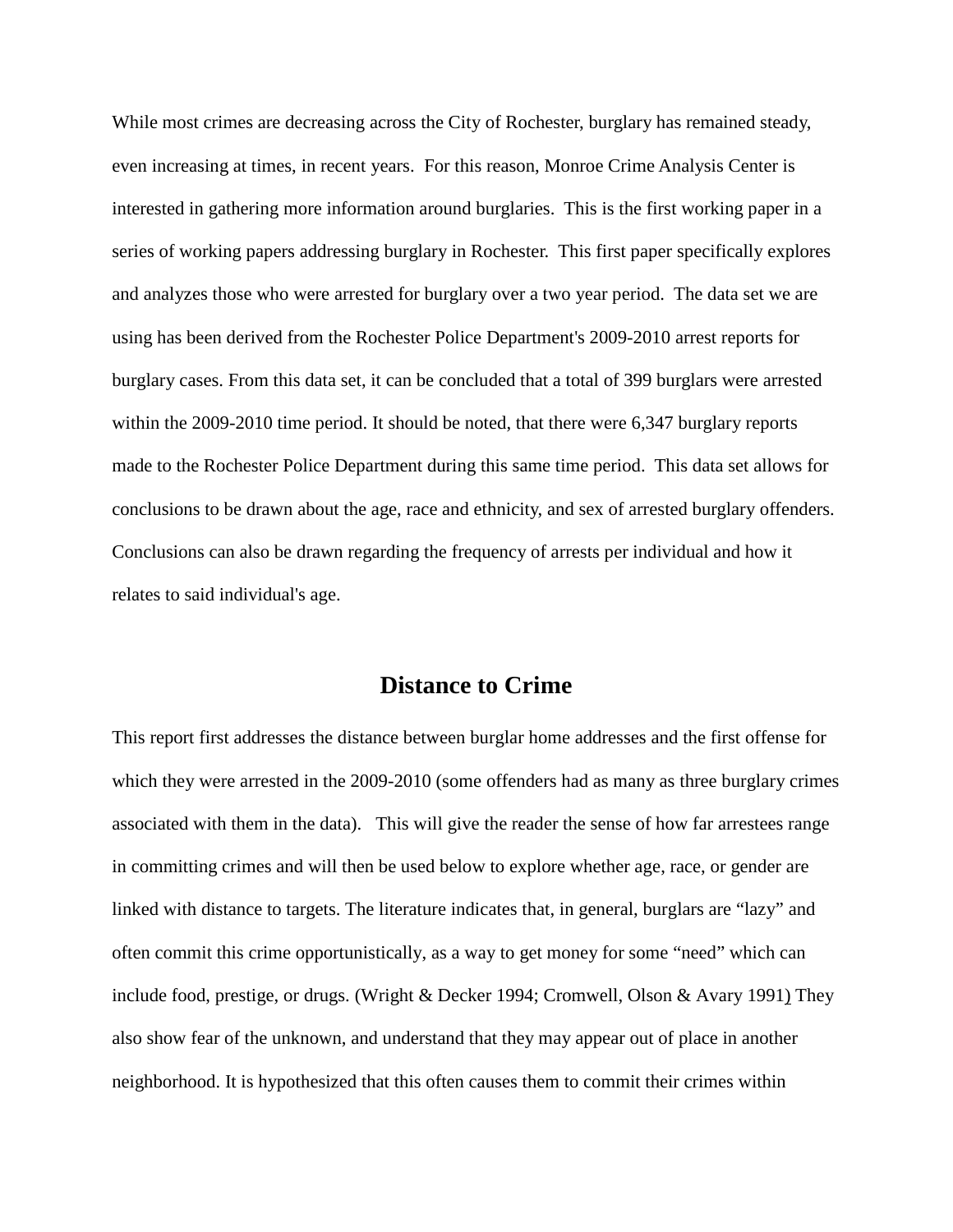While most crimes are decreasing across the City of Rochester, burglary has remained steady, even increasing at times, in recent years. For this reason, Monroe Crime Analysis Center is interested in gathering more information around burglaries. This is the first working paper in a series of working papers addressing burglary in Rochester. This first paper specifically explores and analyzes those who were arrested for burglary over a two year period. The data set we are using has been derived from the Rochester Police Department's 2009-2010 arrest reports for burglary cases. From this data set, it can be concluded that a total of 399 burglars were arrested within the 2009-2010 time period. It should be noted, that there were 6,347 burglary reports made to the Rochester Police Department during this same time period. This data set allows for conclusions to be drawn about the age, race and ethnicity, and sex of arrested burglary offenders. Conclusions can also be drawn regarding the frequency of arrests per individual and how it relates to said individual's age.

## Distance to Crime

This report first addresses the distance between burglar home addresses and the first offense for which they were arrested in the 2009-2010 (some offenders had as many as three burglary crimes associated with them in the data). This will give the reader the sense of how far arrestees range in committing crimes and will then be used below to explore whether age, race, or gender are linked with distance to targets. The literature indicates that, in general, burglars are "lazy" and often commit this crime opportunistically, as a way to get money for some "need" which can include food, prestige, or drugs. (Wright & Decker 1994; Cromwell, Olson & Avary 1991) They also show fear of the unknown, and understand that they may appear out of place in another neighborhood. It is hypothesized that this often causes them to commit their crimes within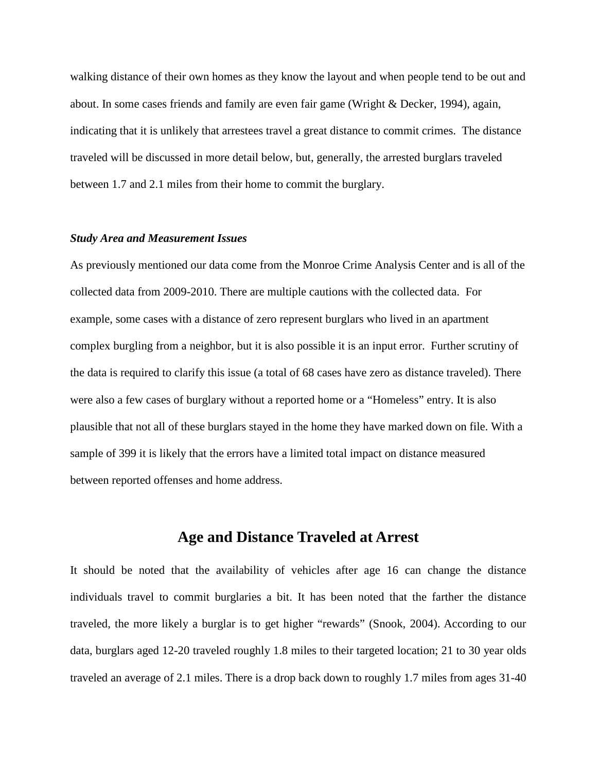walking distance of their own homes as they know the layout and when people tend to be out and about. In some cases friends and family are even fair game (Wright & Decker, 1994), again, indicating that it is unlikely that arrestees travel a great distance to commit crimes. The distance traveled will be discussed in more detail below, but, generally, the arrested burglars traveled between 1.7 and 2.1 miles from their home to commit the burglary.

***Study Area and Measurement Issues***

As previously mentioned our data come from the Monroe Crime Analysis Center and is all of the collected data from 2009-2010. There are multiple cautions with the collected data. For example, some cases with a distance of zero represent burglars who lived in an apartment complex burgling from a neighbor, but it is also possible it is an input error. Further scrutiny of the data is required to clarify this issue (a total of 68 cases have zero as distance traveled). There were also a few cases of burglary without a reported home or a "Homeless" entry. It is also plausible that not all of these burglars stayed in the home they have marked down on file. With a sample of 399 it is likely that the errors have a limited total impact on distance measured between reported offenses and home address.

## Age and Distance Traveled at Arrest

It should be noted that the availability of vehicles after age 16 can change the distance individuals travel to commit burglaries a bit. It has been noted that the farther the distance traveled, the more likely a burglar is to get higher "rewards" (Snook, 2004). According to our data, burglars aged 12-20 traveled roughly 1.8 miles to their targeted location; 21 to 30 year olds traveled an average of 2.1 miles. There is a drop back down to roughly 1.7 miles from ages 31-40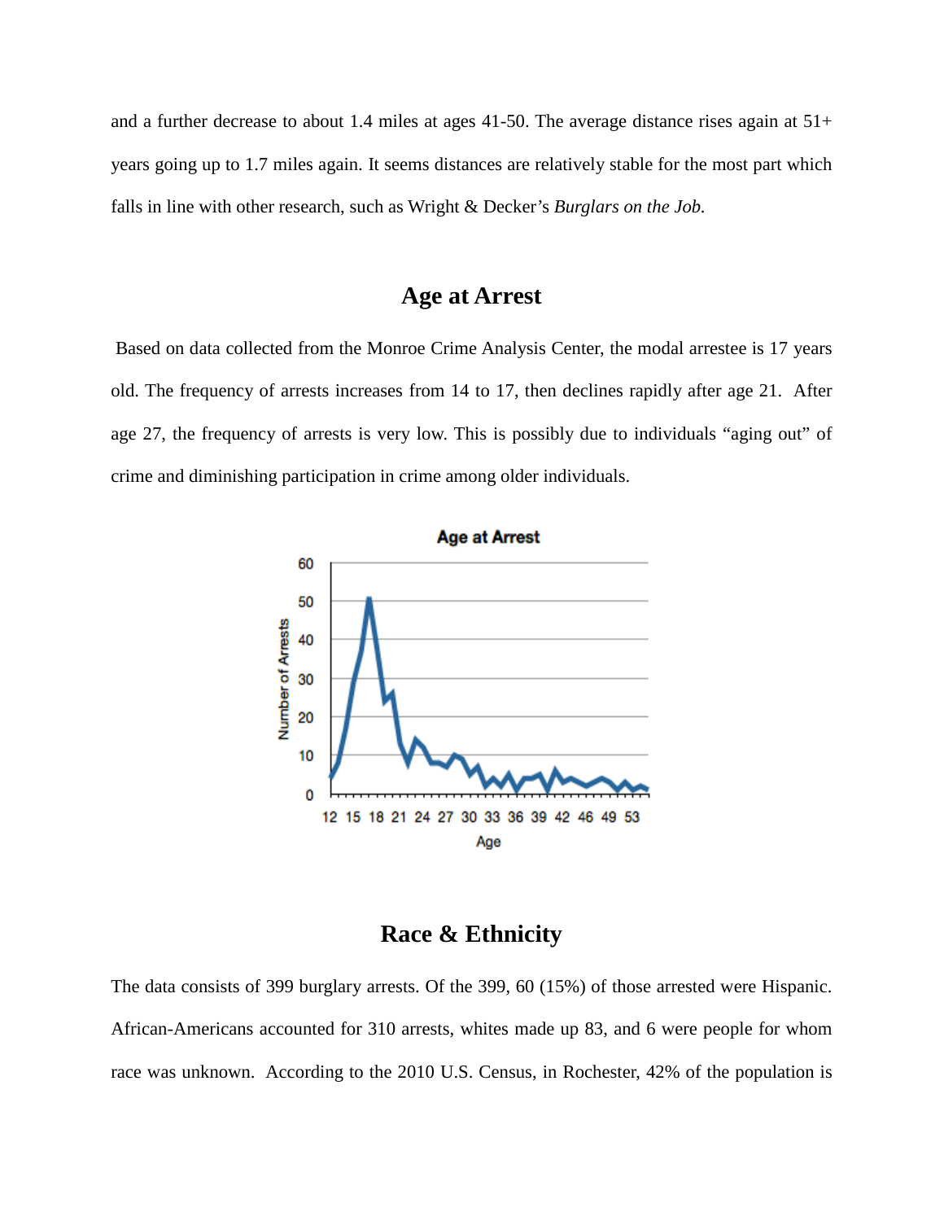and a further decrease to about 1.4 miles at ages 41-50. The average distance rises again at 51+ years going up to 1.7 miles again. It seems distances are relatively stable for the most part which falls in line with other research, such as Wright & Decker's *Burglars on the Job*.

## Age at Arrest

Based on data collected from the Monroe Crime Analysis Center, the modal arrestee is 17 years old. The frequency of arrests increases from 14 to 17, then declines rapidly after age 21. After age 27, the frequency of arrests is very low. This is possibly due to individuals "aging out" of crime and diminishing participation in crime among older individuals.

Age at Arrest

Number of Arrests

60
50
40
30
20
10
0

12 15 18 21 24 27 30 33 36 39 42 46 49 53

Age

## Race & Ethnicity

The data consists of 399 burglary arrests. Of the 399, 60 (15%) of those arrested were Hispanic. African-Americans accounted for 310 arrests, whites made up 83, and 6 were people for whom race was unknown. According to the 2010 U.S. Census, in Rochester, 42% of the population is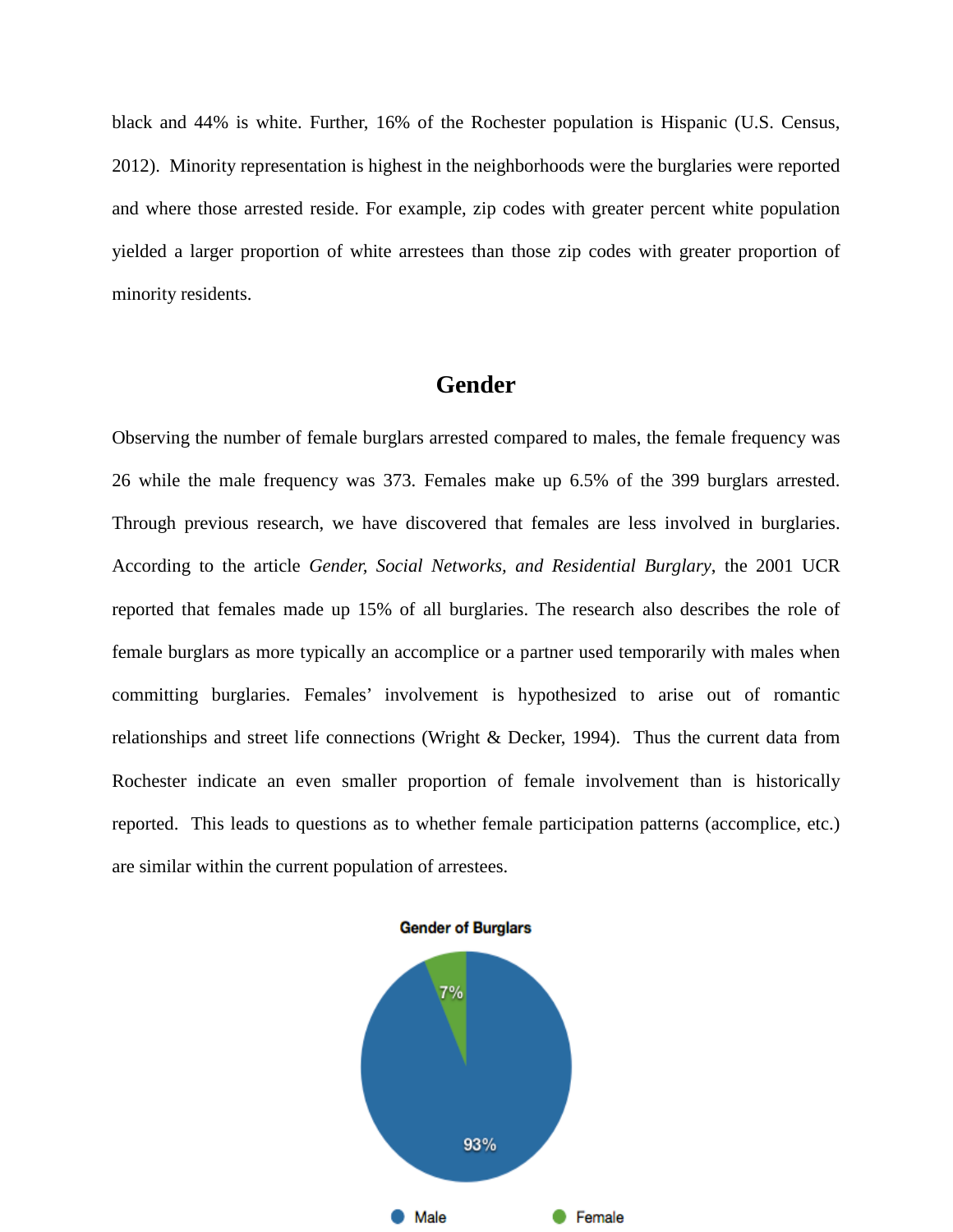black and 44% is white. Further, 16% of the Rochester population is Hispanic (U.S. Census, 2012). Minority representation is highest in the neighborhoods were the burglaries were reported and where those arrested reside. For example, zip codes with greater percent white population yielded a larger proportion of white arrestees than those zip codes with greater proportion of minority residents.

## Gender

Observing the number of female burglars arrested compared to males, the female frequency was 26 while the male frequency was 373. Females make up 6.5% of the 399 burglars arrested. Through previous research, we have discovered that females are less involved in burglaries. According to the article *Gender, Social Networks, and Residential Burglary*, the 2001 UCR reported that females made up 15% of all burglaries. The research also describes the role of female burglars as more typically an accomplice or a partner used temporarily with males when committing burglaries. Females' involvement is hypothesized to arise out of romantic relationships and street life connections (Wright & Decker, 1994). Thus the current data from Rochester indicate an even smaller proportion of female involvement than is historically reported. This leads to questions as to whether female participation patterns (accomplice, etc.) are similar within the current population of arrestees.

Gender of Burglars

7%

93%

Male

Female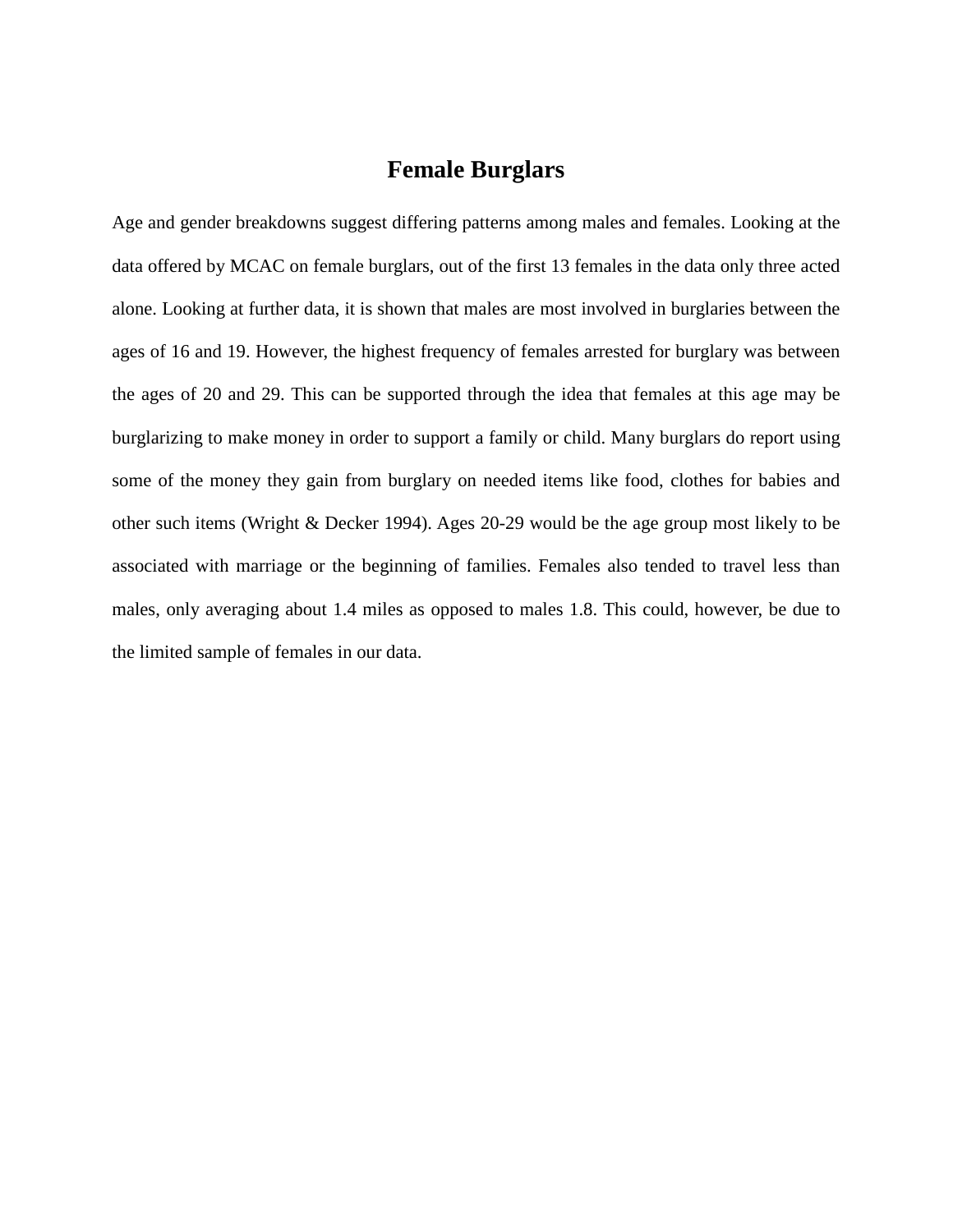# Female Burglars

Age and gender breakdowns suggest differing patterns among males and females. Looking at the data offered by MCAC on female burglars, out of the first 13 females in the data only three acted alone. Looking at further data, it is shown that males are most involved in burglaries between the ages of 16 and 19. However, the highest frequency of females arrested for burglary was between the ages of 20 and 29. This can be supported through the idea that females at this age may be burglarizing to make money in order to support a family or child. Many burglars do report using some of the money they gain from burglary on needed items like food, clothes for babies and other such items (Wright & Decker 1994). Ages 20-29 would be the age group most likely to be associated with marriage or the beginning of families. Females also tended to travel less than males, only averaging about 1.4 miles as opposed to males 1.8. This could, however, be due to the limited sample of females in our data.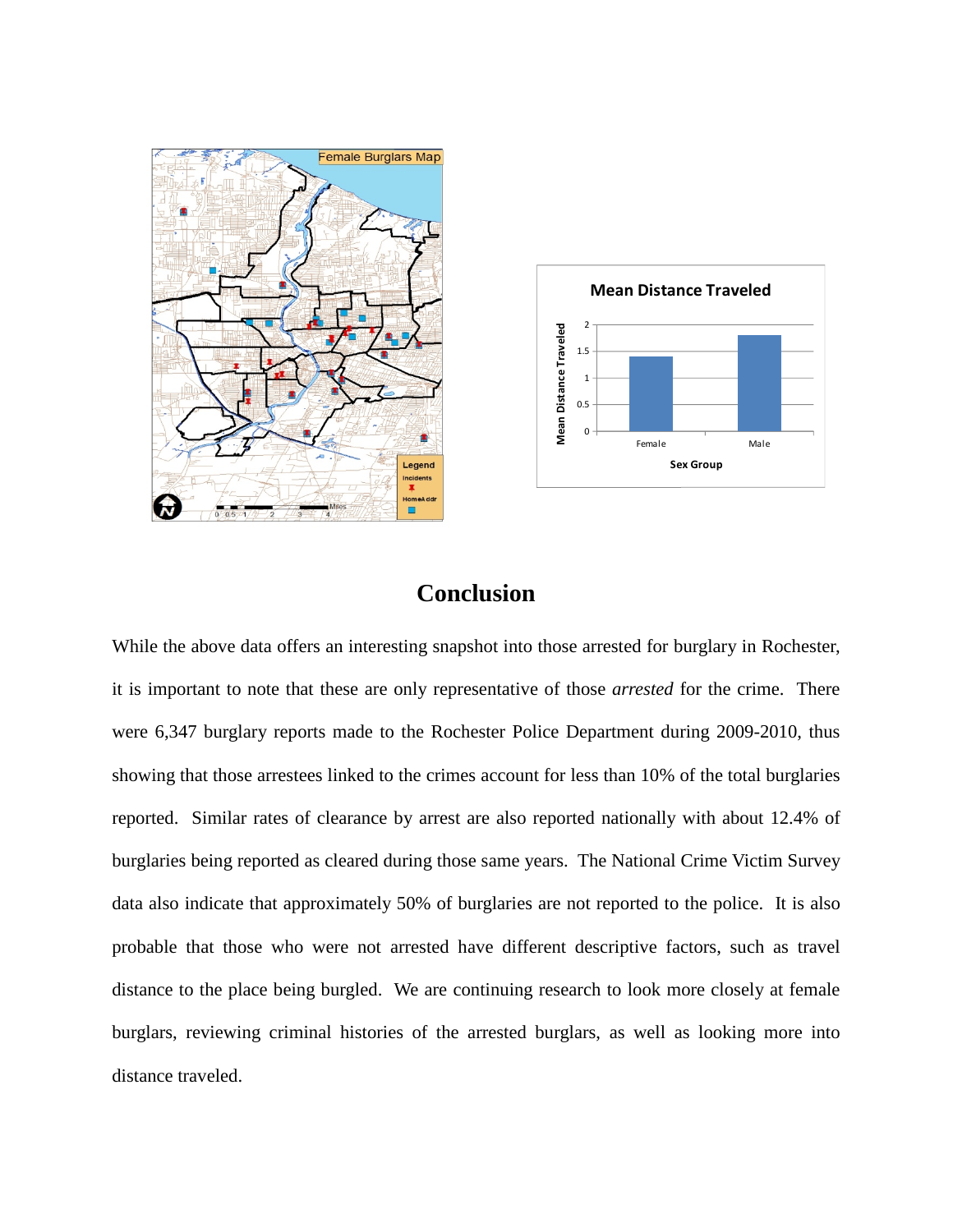# Conclusion

While the above data offers an interesting snapshot into those arrested for burglary in Rochester, it is important to note that these are only representative of those *arrested* for the crime. There were 6,347 burglary reports made to the Rochester Police Department during 2009-2010, thus showing that those arrestees linked to the crimes account for less than 10% of the total burglaries reported. Similar rates of clearance by arrest are also reported nationally with about 12.4% of burglaries being reported as cleared during those same years. The National Crime Victim Survey data also indicate that approximately 50% of burglaries are not reported to the police. It is also probable that those who were not arrested have different descriptive factors, such as travel distance to the place being burgled. We are continuing research to look more closely at female burglars, reviewing criminal histories of the arrested burglars, as well as looking more into distance traveled.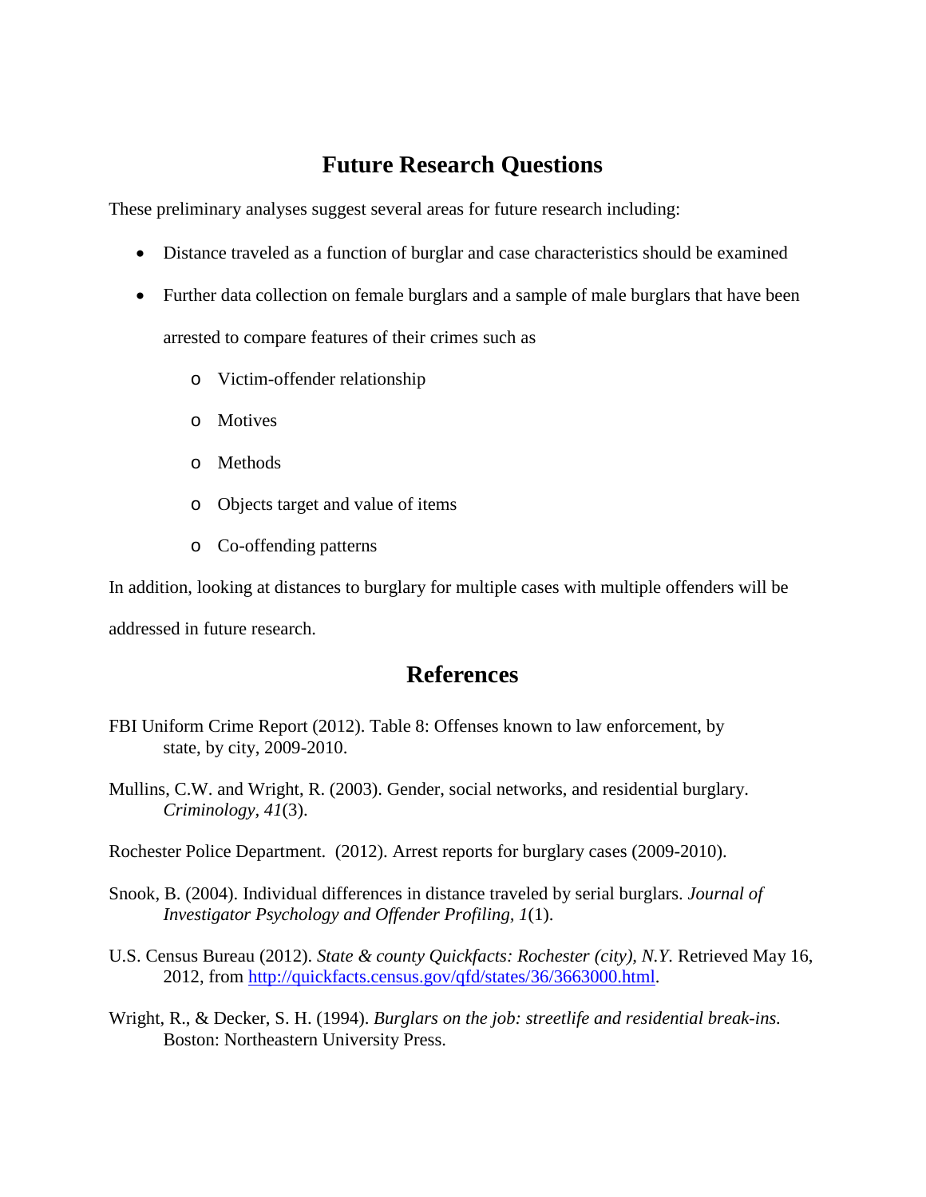## Future Research Questions

These preliminary analyses suggest several areas for future research including:

- Distance traveled as a function of burglar and case characteristics should be examined
- Further data collection on female burglars and a sample of male burglars that have been arrested to compare features of their crimes such as
  - Victim-offender relationship
  - Motives
  - Methods
  - Objects target and value of items
  - Co-offending patterns

In addition, looking at distances to burglary for multiple cases with multiple offenders will be addressed in future research.

## References

FBI Uniform Crime Report (2012). Table 8: Offenses known to law enforcement, by state, by city, 2009-2010.

Mullins, C.W. and Wright, R. (2003). Gender, social networks, and residential burglary. *Criminology*, *41*(3).

Rochester Police Department. (2012). Arrest reports for burglary cases (2009-2010).

Snook, B. (2004). Individual differences in distance traveled by serial burglars. *Journal of Investigator Psychology and Offender Profiling*, *1*(1).

U.S. Census Bureau (2012). *State & county Quickfacts: Rochester (city), N.Y.* Retrieved May 16, 2012, from http://quickfacts.census.gov/qfd/states/36/3663000.html.

Wright, R., & Decker, S. H. (1994). *Burglars on the job: streetlife and residential break-ins.* Boston: Northeastern University Press.